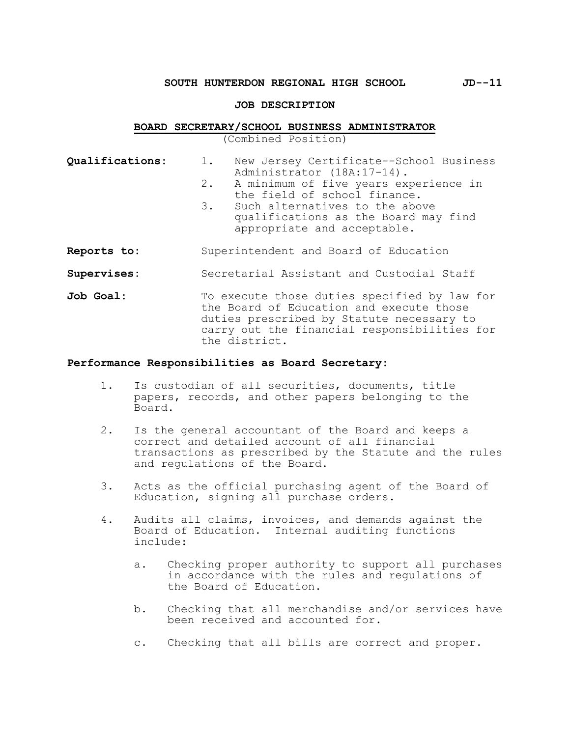**SOUTH HUNTERDON REGIONAL HIGH SCHOOL JD--11**

**JOB DESCRIPTION**

## BOARD SECRETARY/SCHOOL BUSINESS ADMINISTRATOR

(Combined Position)

**Qualifications:**

1. New Jersey Certificate--School Business Administrator (18A:17-14).
2. A minimum of five years experience in the field of school finance.
3. Such alternatives to the above qualifications as the Board may find appropriate and acceptable.

**Reports to:** Superintendent and Board of Education

**Supervises:** Secretarial Assistant and Custodial Staff

**Job Goal:** To execute those duties specified by law for the Board of Education and execute those duties prescribed by Statute necessary to carry out the financial responsibilities for the district.

**Performance Responsibilities as Board Secretary:**

1. Is custodian of all securities, documents, title papers, records, and other papers belonging to the Board.

2. Is the general accountant of the Board and keeps a correct and detailed account of all financial transactions as prescribed by the Statute and the rules and regulations of the Board.

3. Acts as the official purchasing agent of the Board of Education, signing all purchase orders.

4. Audits all claims, invoices, and demands against the Board of Education. Internal auditing functions include:

   a. Checking proper authority to support all purchases in accordance with the rules and regulations of the Board of Education.

   b. Checking that all merchandise and/or services have been received and accounted for.

   c. Checking that all bills are correct and proper.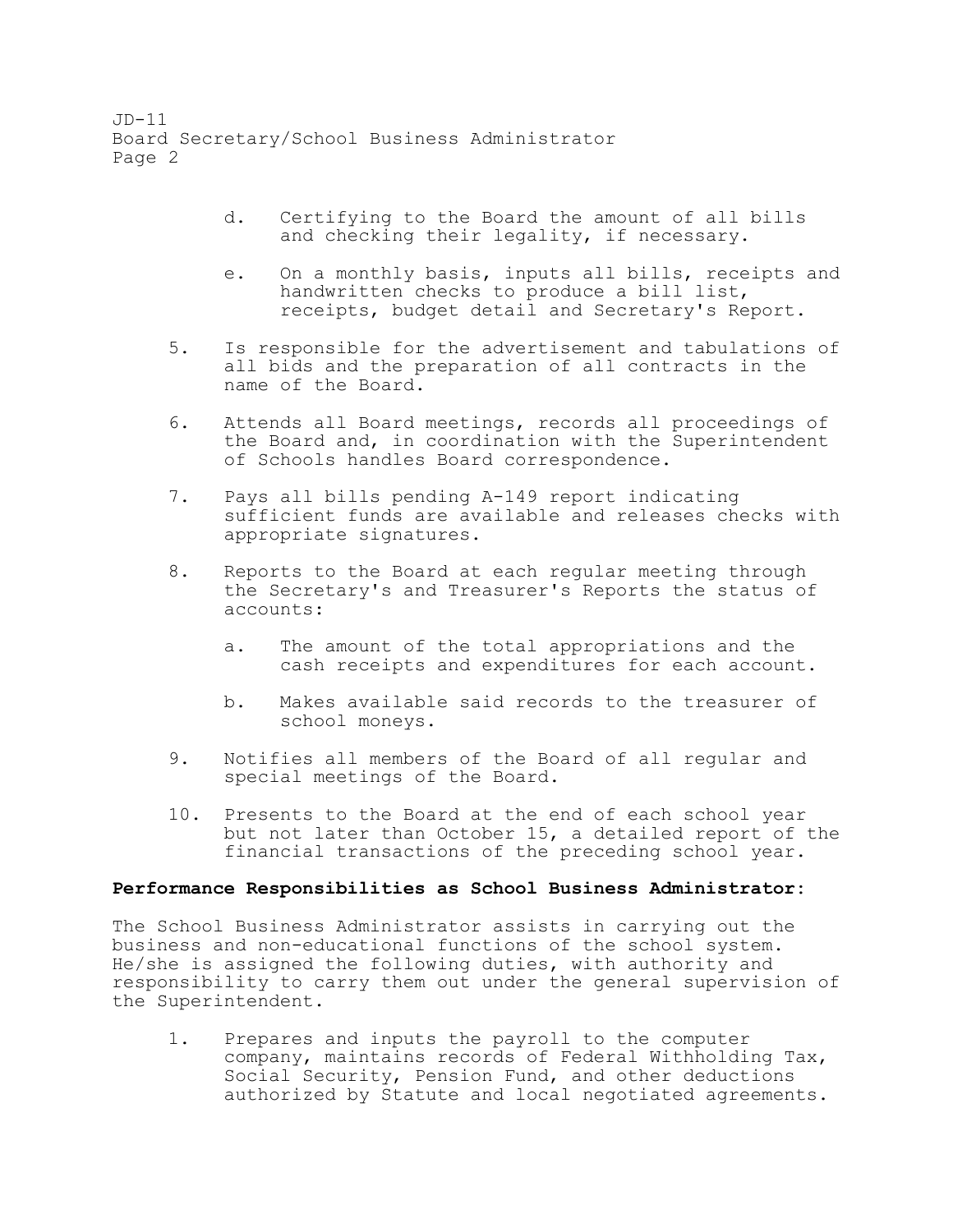d. Certifying to the Board the amount of all bills and checking their legality, if necessary.

e. On a monthly basis, inputs all bills, receipts and handwritten checks to produce a bill list, receipts, budget detail and Secretary's Report.

5. Is responsible for the advertisement and tabulations of all bids and the preparation of all contracts in the name of the Board.

6. Attends all Board meetings, records all proceedings of the Board and, in coordination with the Superintendent of Schools handles Board correspondence.

7. Pays all bills pending A-149 report indicating sufficient funds are available and releases checks with appropriate signatures.

8. Reports to the Board at each regular meeting through the Secretary's and Treasurer's Reports the status of accounts:

   a. The amount of the total appropriations and the cash receipts and expenditures for each account.

   b. Makes available said records to the treasurer of school moneys.

9. Notifies all members of the Board of all regular and special meetings of the Board.

10. Presents to the Board at the end of each school year but not later than October 15, a detailed report of the financial transactions of the preceding school year.

**Performance Responsibilities as School Business Administrator:**

The School Business Administrator assists in carrying out the business and non-educational functions of the school system. He/she is assigned the following duties, with authority and responsibility to carry them out under the general supervision of the Superintendent.

1. Prepares and inputs the payroll to the computer company, maintains records of Federal Withholding Tax, Social Security, Pension Fund, and other deductions authorized by Statute and local negotiated agreements.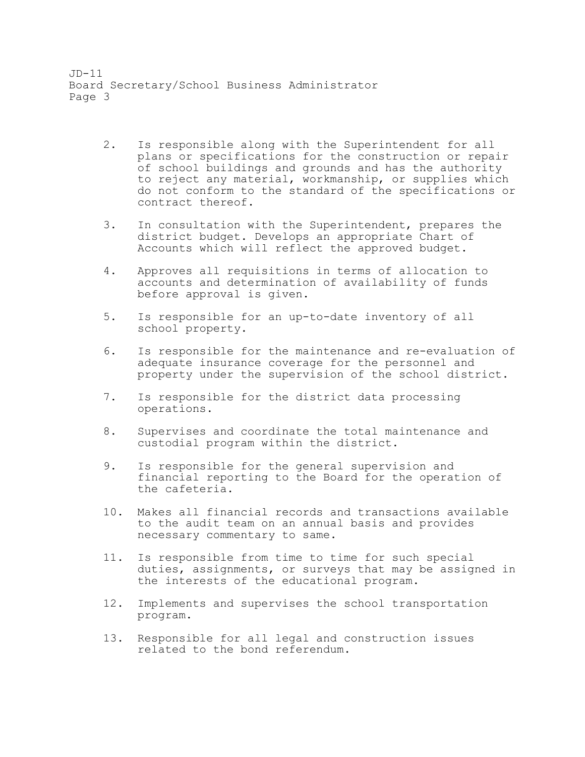2. Is responsible along with the Superintendent for all plans or specifications for the construction or repair of school buildings and grounds and has the authority to reject any material, workmanship, or supplies which do not conform to the standard of the specifications or contract thereof.

3. In consultation with the Superintendent, prepares the district budget. Develops an appropriate Chart of Accounts which will reflect the approved budget.

4. Approves all requisitions in terms of allocation to accounts and determination of availability of funds before approval is given.

5. Is responsible for an up-to-date inventory of all school property.

6. Is responsible for the maintenance and re-evaluation of adequate insurance coverage for the personnel and property under the supervision of the school district.

7. Is responsible for the district data processing operations.

8. Supervises and coordinate the total maintenance and custodial program within the district.

9. Is responsible for the general supervision and financial reporting to the Board for the operation of the cafeteria.

10. Makes all financial records and transactions available to the audit team on an annual basis and provides necessary commentary to same.

11. Is responsible from time to time for such special duties, assignments, or surveys that may be assigned in the interests of the educational program.

12. Implements and supervises the school transportation program.

13. Responsible for all legal and construction issues related to the bond referendum.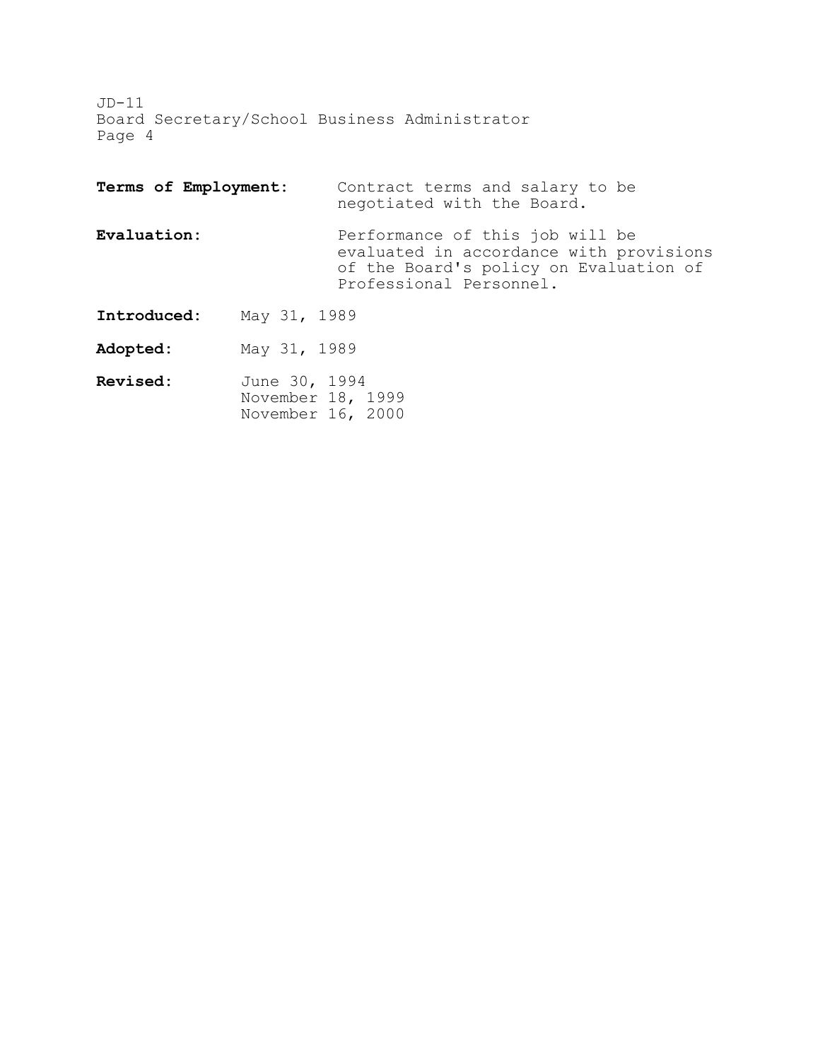**Terms of Employment:** Contract terms and salary to be negotiated with the Board.

**Evaluation:** Performance of this job will be evaluated in accordance with provisions of the Board's policy on Evaluation of Professional Personnel.

**Introduced:** May 31, 1989

**Adopted:** May 31, 1989

**Revised:** June 30, 1994
November 18, 1999
November 16, 2000